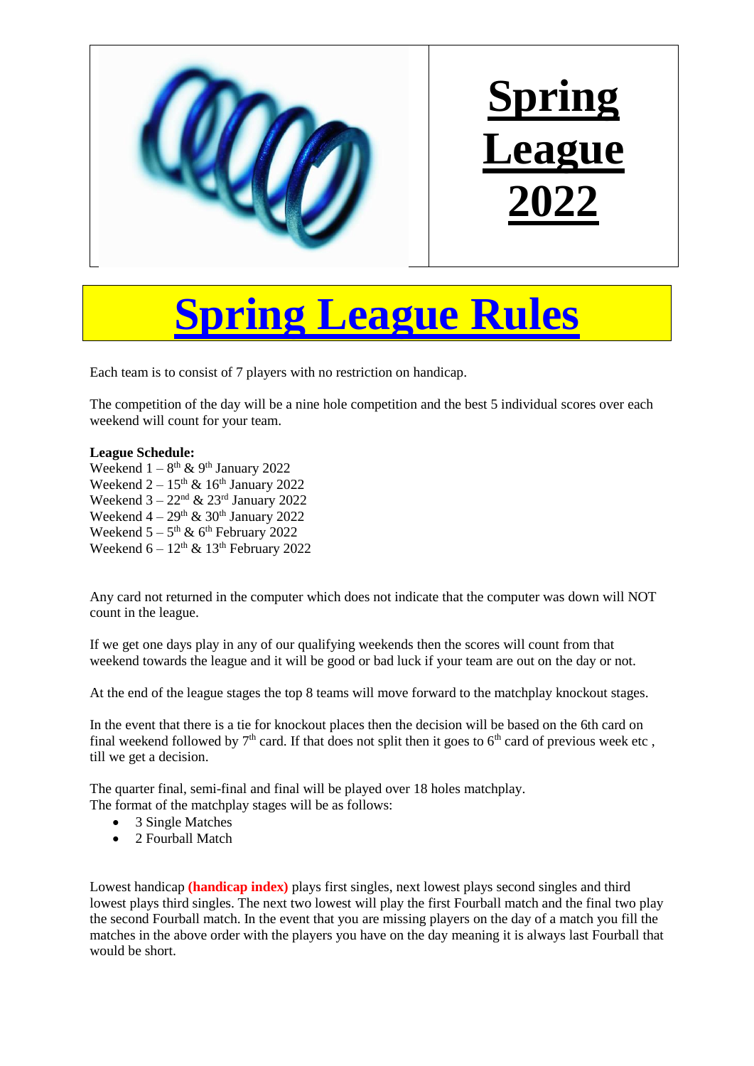# Spring League 2022

# Spring League Rules

Each team is to consist of 7 players with no restriction on handicap.

The competition of the day will be a nine hole competition and the best 5 individual scores over each weekend will count for your team.

**League Schedule:**
Weekend 1 – 8th & 9th January 2022
Weekend 2 – 15th & 16th January 2022
Weekend 3 – 22nd & 23rd January 2022
Weekend 4 – 29th & 30th January 2022
Weekend 5 – 5th & 6th February 2022
Weekend 6 – 12th & 13th February 2022

Any card not returned in the computer which does not indicate that the computer was down will NOT count in the league.

If we get one days play in any of our qualifying weekends then the scores will count from that weekend towards the league and it will be good or bad luck if your team are out on the day or not.

At the end of the league stages the top 8 teams will move forward to the matchplay knockout stages.

In the event that there is a tie for knockout places then the decision will be based on the 6th card on final weekend followed by 7th card. If that does not split then it goes to 6th card of previous week etc , till we get a decision.

The quarter final, semi-final and final will be played over 18 holes matchplay.
The format of the matchplay stages will be as follows:

- 3 Single Matches
- 2 Fourball Match

Lowest handicap **(handicap index)** plays first singles, next lowest plays second singles and third lowest plays third singles. The next two lowest will play the first Fourball match and the final two play the second Fourball match. In the event that you are missing players on the day of a match you fill the matches in the above order with the players you have on the day meaning it is always last Fourball that would be short.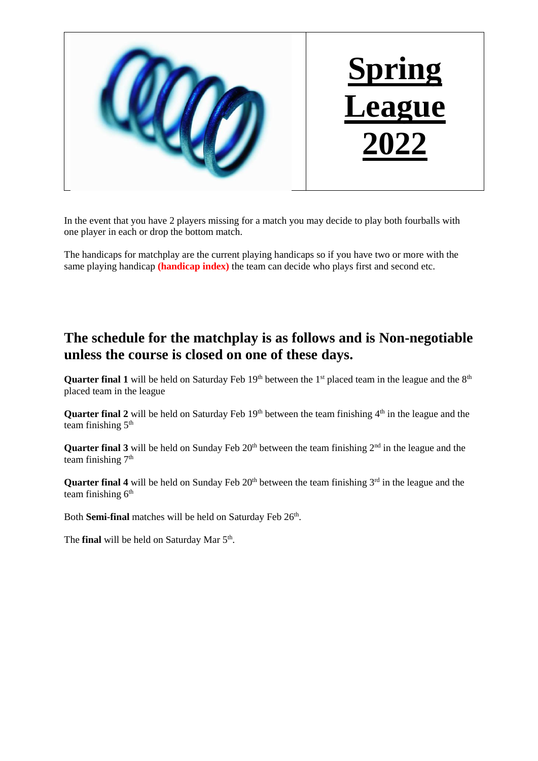# Spring League 2022

In the event that you have 2 players missing for a match you may decide to play both fourballs with one player in each or drop the bottom match.

The handicaps for matchplay are the current playing handicaps so if you have two or more with the same playing handicap **(handicap index)** the team can decide who plays first and second etc.

## The schedule for the matchplay is as follows and is Non-negotiable unless the course is closed on one of these days.

**Quarter final 1** will be held on Saturday Feb 19th between the 1st placed team in the league and the 8th placed team in the league

**Quarter final 2** will be held on Saturday Feb 19th between the team finishing 4th in the league and the team finishing 5th

**Quarter final 3** will be held on Sunday Feb 20th between the team finishing 2nd in the league and the team finishing 7th

**Quarter final 4** will be held on Sunday Feb 20th between the team finishing 3rd in the league and the team finishing 6th

Both **Semi-final** matches will be held on Saturday Feb 26th.

The **final** will be held on Saturday Mar 5th.